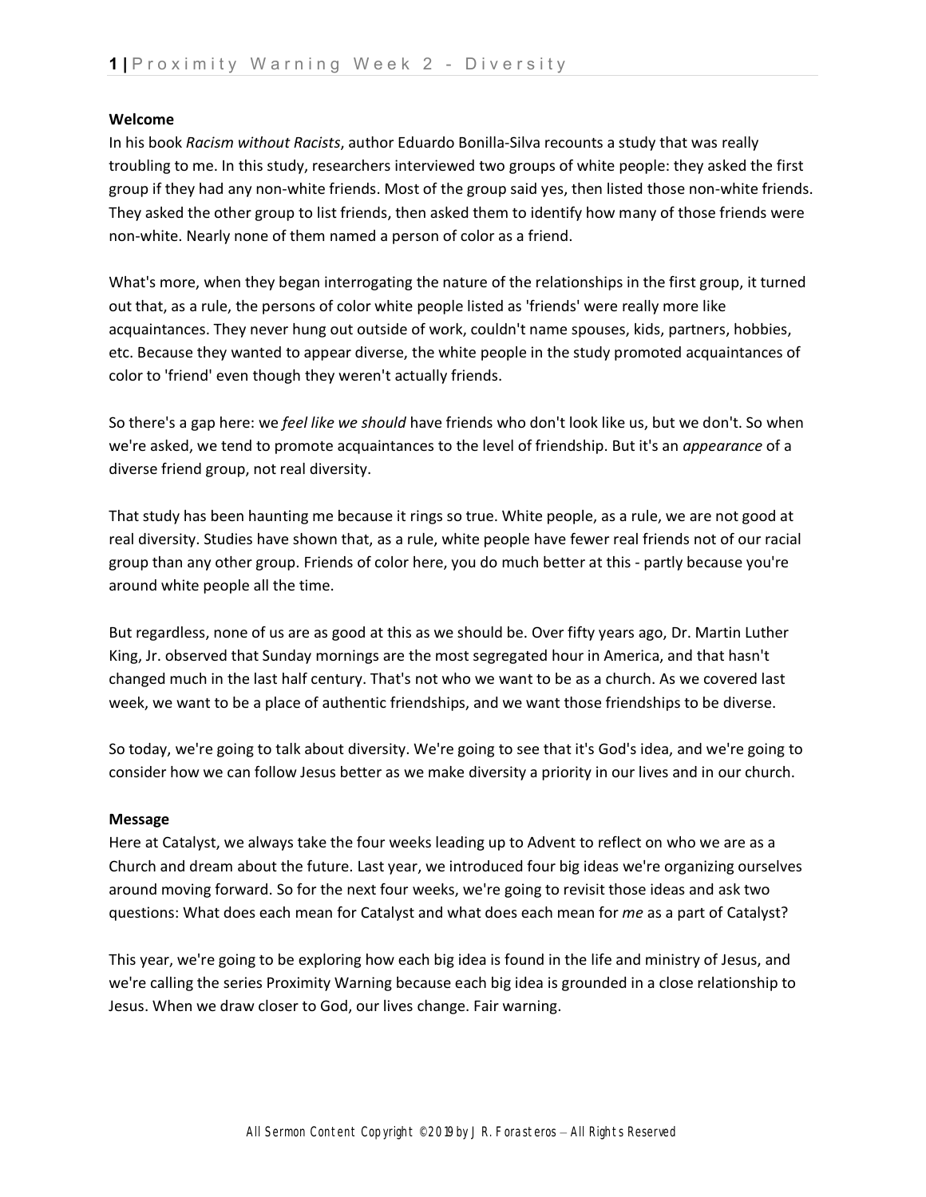**Welcome**

In his book *Racism without Racists*, author Eduardo Bonilla-Silva recounts a study that was really troubling to me. In this study, researchers interviewed two groups of white people: they asked the first group if they had any non-white friends. Most of the group said yes, then listed those non-white friends. They asked the other group to list friends, then asked them to identify how many of those friends were non-white. Nearly none of them named a person of color as a friend.

What's more, when they began interrogating the nature of the relationships in the first group, it turned out that, as a rule, the persons of color white people listed as 'friends' were really more like acquaintances. They never hung out outside of work, couldn't name spouses, kids, partners, hobbies, etc. Because they wanted to appear diverse, the white people in the study promoted acquaintances of color to 'friend' even though they weren't actually friends.

So there's a gap here: we *feel like we should* have friends who don't look like us, but we don't. So when we're asked, we tend to promote acquaintances to the level of friendship. But it's an *appearance* of a diverse friend group, not real diversity.

That study has been haunting me because it rings so true. White people, as a rule, we are not good at real diversity. Studies have shown that, as a rule, white people have fewer real friends not of our racial group than any other group. Friends of color here, you do much better at this - partly because you're around white people all the time.

But regardless, none of us are as good at this as we should be. Over fifty years ago, Dr. Martin Luther King, Jr. observed that Sunday mornings are the most segregated hour in America, and that hasn't changed much in the last half century. That's not who we want to be as a church. As we covered last week, we want to be a place of authentic friendships, and we want those friendships to be diverse.

So today, we're going to talk about diversity. We're going to see that it's God's idea, and we're going to consider how we can follow Jesus better as we make diversity a priority in our lives and in our church.

**Message**

Here at Catalyst, we always take the four weeks leading up to Advent to reflect on who we are as a Church and dream about the future. Last year, we introduced four big ideas we're organizing ourselves around moving forward. So for the next four weeks, we're going to revisit those ideas and ask two questions: What does each mean for Catalyst and what does each mean for *me* as a part of Catalyst?

This year, we're going to be exploring how each big idea is found in the life and ministry of Jesus, and we're calling the series Proximity Warning because each big idea is grounded in a close relationship to Jesus. When we draw closer to God, our lives change. Fair warning.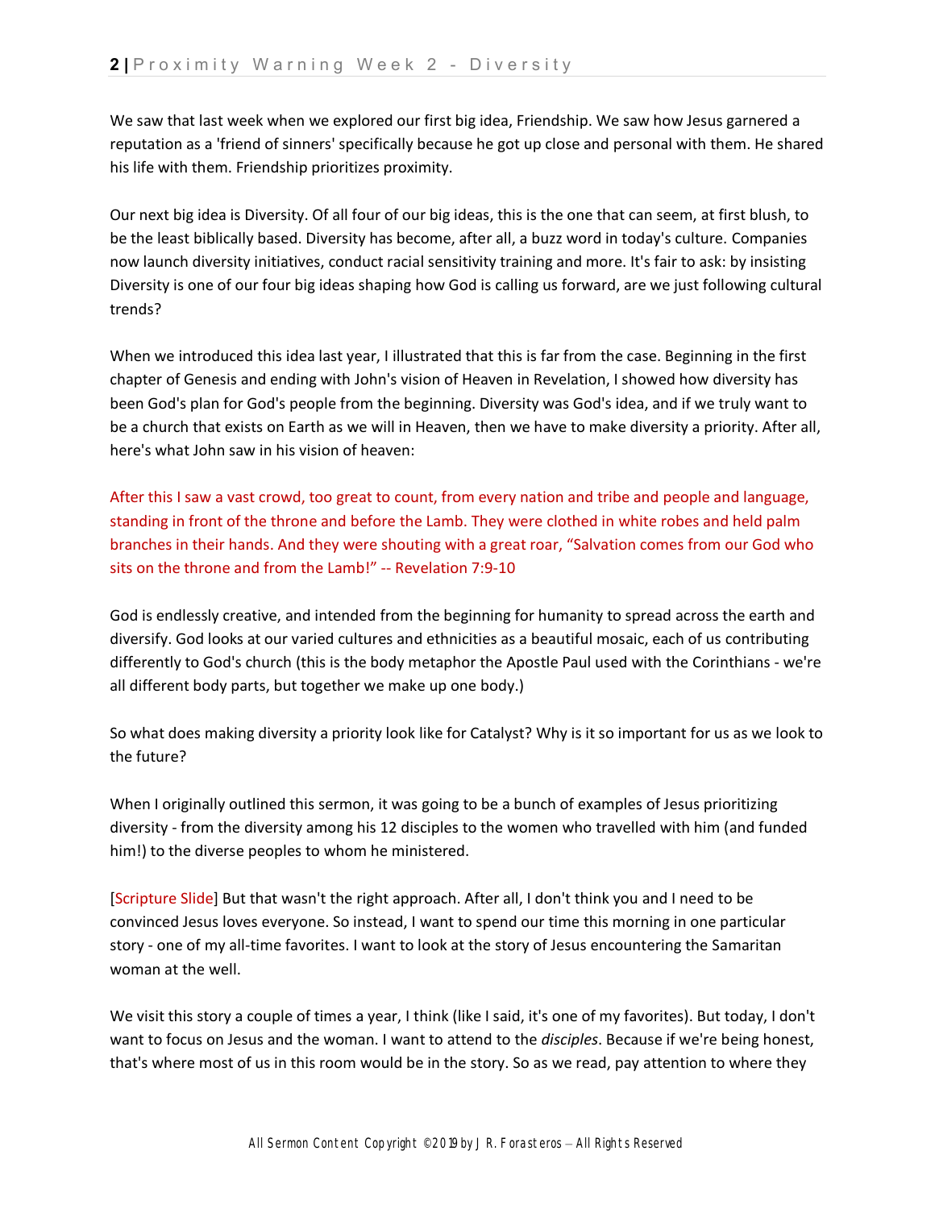We saw that last week when we explored our first big idea, Friendship. We saw how Jesus garnered a reputation as a 'friend of sinners' specifically because he got up close and personal with them. He shared his life with them. Friendship prioritizes proximity.

Our next big idea is Diversity. Of all four of our big ideas, this is the one that can seem, at first blush, to be the least biblically based. Diversity has become, after all, a buzz word in today's culture. Companies now launch diversity initiatives, conduct racial sensitivity training and more. It's fair to ask: by insisting Diversity is one of our four big ideas shaping how God is calling us forward, are we just following cultural trends?

When we introduced this idea last year, I illustrated that this is far from the case. Beginning in the first chapter of Genesis and ending with John's vision of Heaven in Revelation, I showed how diversity has been God's plan for God's people from the beginning. Diversity was God's idea, and if we truly want to be a church that exists on Earth as we will in Heaven, then we have to make diversity a priority. After all, here's what John saw in his vision of heaven:

After this I saw a vast crowd, too great to count, from every nation and tribe and people and language, standing in front of the throne and before the Lamb. They were clothed in white robes and held palm branches in their hands. And they were shouting with a great roar, "Salvation comes from our God who sits on the throne and from the Lamb!" -- Revelation 7:9-10

God is endlessly creative, and intended from the beginning for humanity to spread across the earth and diversify. God looks at our varied cultures and ethnicities as a beautiful mosaic, each of us contributing differently to God's church (this is the body metaphor the Apostle Paul used with the Corinthians - we're all different body parts, but together we make up one body.)

So what does making diversity a priority look like for Catalyst? Why is it so important for us as we look to the future?

When I originally outlined this sermon, it was going to be a bunch of examples of Jesus prioritizing diversity - from the diversity among his 12 disciples to the women who travelled with him (and funded him!) to the diverse peoples to whom he ministered.

[Scripture Slide] But that wasn't the right approach. After all, I don't think you and I need to be convinced Jesus loves everyone. So instead, I want to spend our time this morning in one particular story - one of my all-time favorites. I want to look at the story of Jesus encountering the Samaritan woman at the well.

We visit this story a couple of times a year, I think (like I said, it's one of my favorites). But today, I don't want to focus on Jesus and the woman. I want to attend to the *disciples*. Because if we're being honest, that's where most of us in this room would be in the story. So as we read, pay attention to where they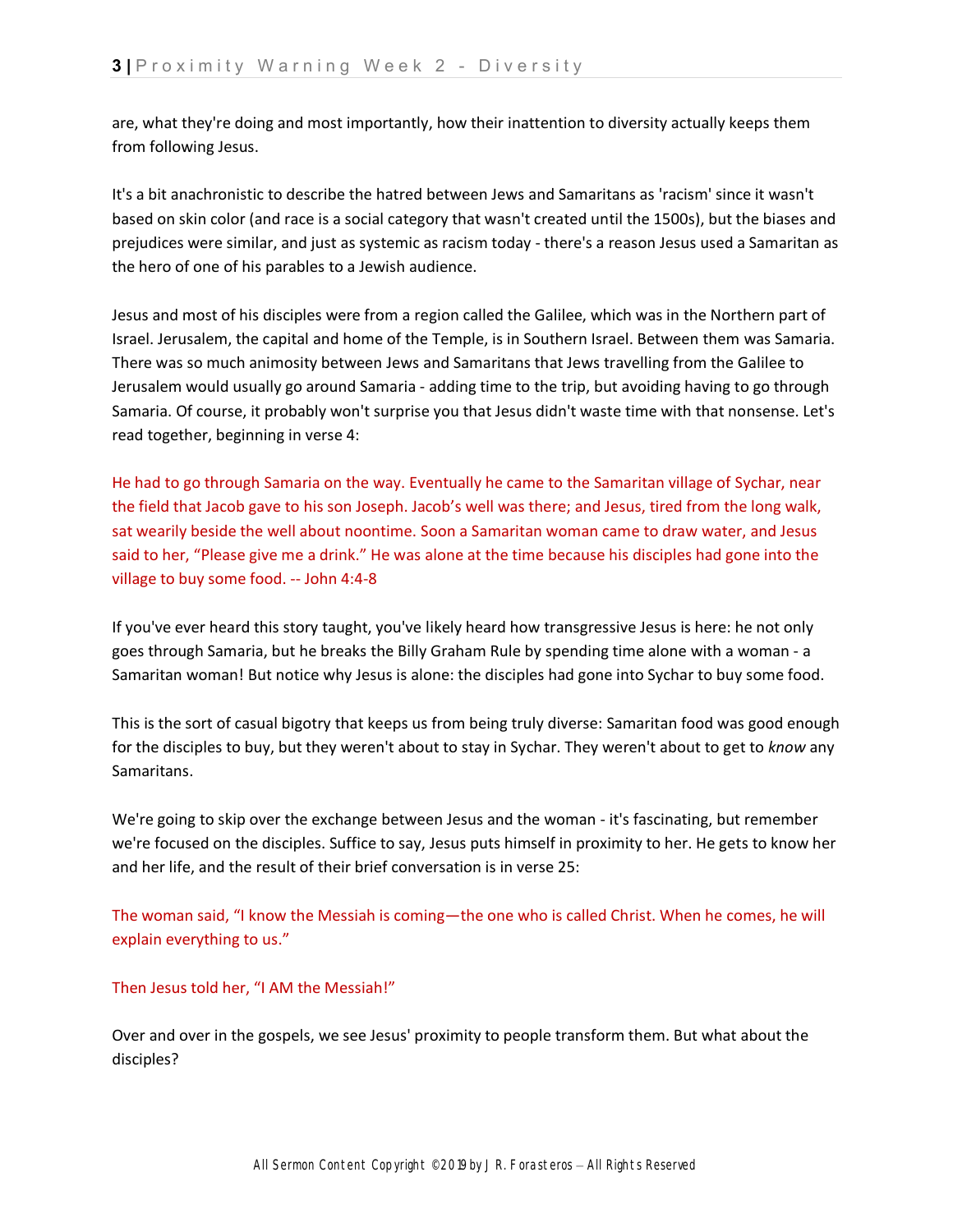are, what they're doing and most importantly, how their inattention to diversity actually keeps them from following Jesus.

It's a bit anachronistic to describe the hatred between Jews and Samaritans as 'racism' since it wasn't based on skin color (and race is a social category that wasn't created until the 1500s), but the biases and prejudices were similar, and just as systemic as racism today - there's a reason Jesus used a Samaritan as the hero of one of his parables to a Jewish audience.

Jesus and most of his disciples were from a region called the Galilee, which was in the Northern part of Israel. Jerusalem, the capital and home of the Temple, is in Southern Israel. Between them was Samaria. There was so much animosity between Jews and Samaritans that Jews travelling from the Galilee to Jerusalem would usually go around Samaria - adding time to the trip, but avoiding having to go through Samaria. Of course, it probably won't surprise you that Jesus didn't waste time with that nonsense. Let's read together, beginning in verse 4:

He had to go through Samaria on the way. Eventually he came to the Samaritan village of Sychar, near the field that Jacob gave to his son Joseph. Jacob's well was there; and Jesus, tired from the long walk, sat wearily beside the well about noontime. Soon a Samaritan woman came to draw water, and Jesus said to her, "Please give me a drink." He was alone at the time because his disciples had gone into the village to buy some food. -- John 4:4-8

If you've ever heard this story taught, you've likely heard how transgressive Jesus is here: he not only goes through Samaria, but he breaks the Billy Graham Rule by spending time alone with a woman - a Samaritan woman! But notice why Jesus is alone: the disciples had gone into Sychar to buy some food.

This is the sort of casual bigotry that keeps us from being truly diverse: Samaritan food was good enough for the disciples to buy, but they weren't about to stay in Sychar. They weren't about to get to *know* any Samaritans.

We're going to skip over the exchange between Jesus and the woman - it's fascinating, but remember we're focused on the disciples. Suffice to say, Jesus puts himself in proximity to her. He gets to know her and her life, and the result of their brief conversation is in verse 25:

The woman said, "I know the Messiah is coming—the one who is called Christ. When he comes, he will explain everything to us."

Then Jesus told her, "I AM the Messiah!"

Over and over in the gospels, we see Jesus' proximity to people transform them. But what about the disciples?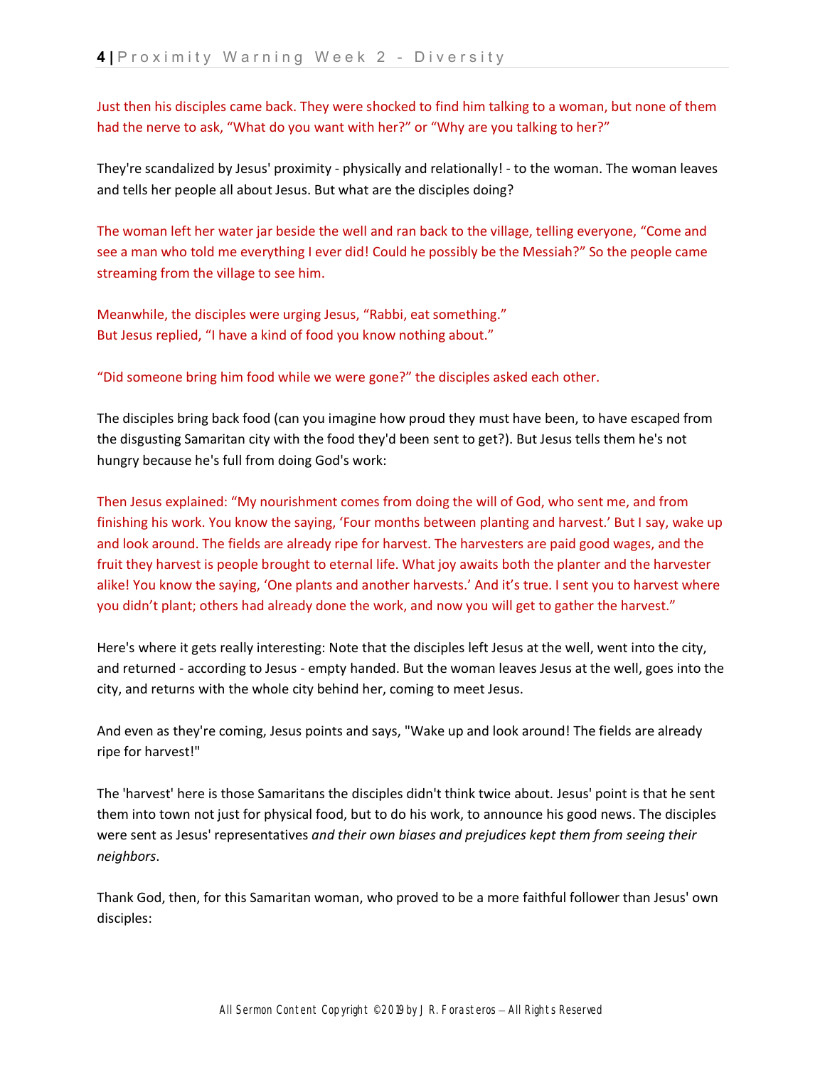Just then his disciples came back. They were shocked to find him talking to a woman, but none of them had the nerve to ask, “What do you want with her?” or “Why are you talking to her?”

They're scandalized by Jesus' proximity - physically and relationally! - to the woman. The woman leaves and tells her people all about Jesus. But what are the disciples doing?

The woman left her water jar beside the well and ran back to the village, telling everyone, “Come and see a man who told me everything I ever did! Could he possibly be the Messiah?” So the people came streaming from the village to see him.

Meanwhile, the disciples were urging Jesus, “Rabbi, eat something.”
But Jesus replied, “I have a kind of food you know nothing about.”

“Did someone bring him food while we were gone?” the disciples asked each other.

The disciples bring back food (can you imagine how proud they must have been, to have escaped from the disgusting Samaritan city with the food they'd been sent to get?). But Jesus tells them he's not hungry because he's full from doing God's work:

Then Jesus explained: “My nourishment comes from doing the will of God, who sent me, and from finishing his work. You know the saying, ‘Four months between planting and harvest.’ But I say, wake up and look around. The fields are already ripe for harvest. The harvesters are paid good wages, and the fruit they harvest is people brought to eternal life. What joy awaits both the planter and the harvester alike! You know the saying, ‘One plants and another harvests.’ And it's true. I sent you to harvest where you didn't plant; others had already done the work, and now you will get to gather the harvest.”

Here's where it gets really interesting: Note that the disciples left Jesus at the well, went into the city, and returned - according to Jesus - empty handed. But the woman leaves Jesus at the well, goes into the city, and returns with the whole city behind her, coming to meet Jesus.

And even as they're coming, Jesus points and says, "Wake up and look around! The fields are already ripe for harvest!"

The 'harvest' here is those Samaritans the disciples didn't think twice about. Jesus' point is that he sent them into town not just for physical food, but to do his work, to announce his good news. The disciples were sent as Jesus' representatives *and their own biases and prejudices kept them from seeing their neighbors*.

Thank God, then, for this Samaritan woman, who proved to be a more faithful follower than Jesus' own disciples: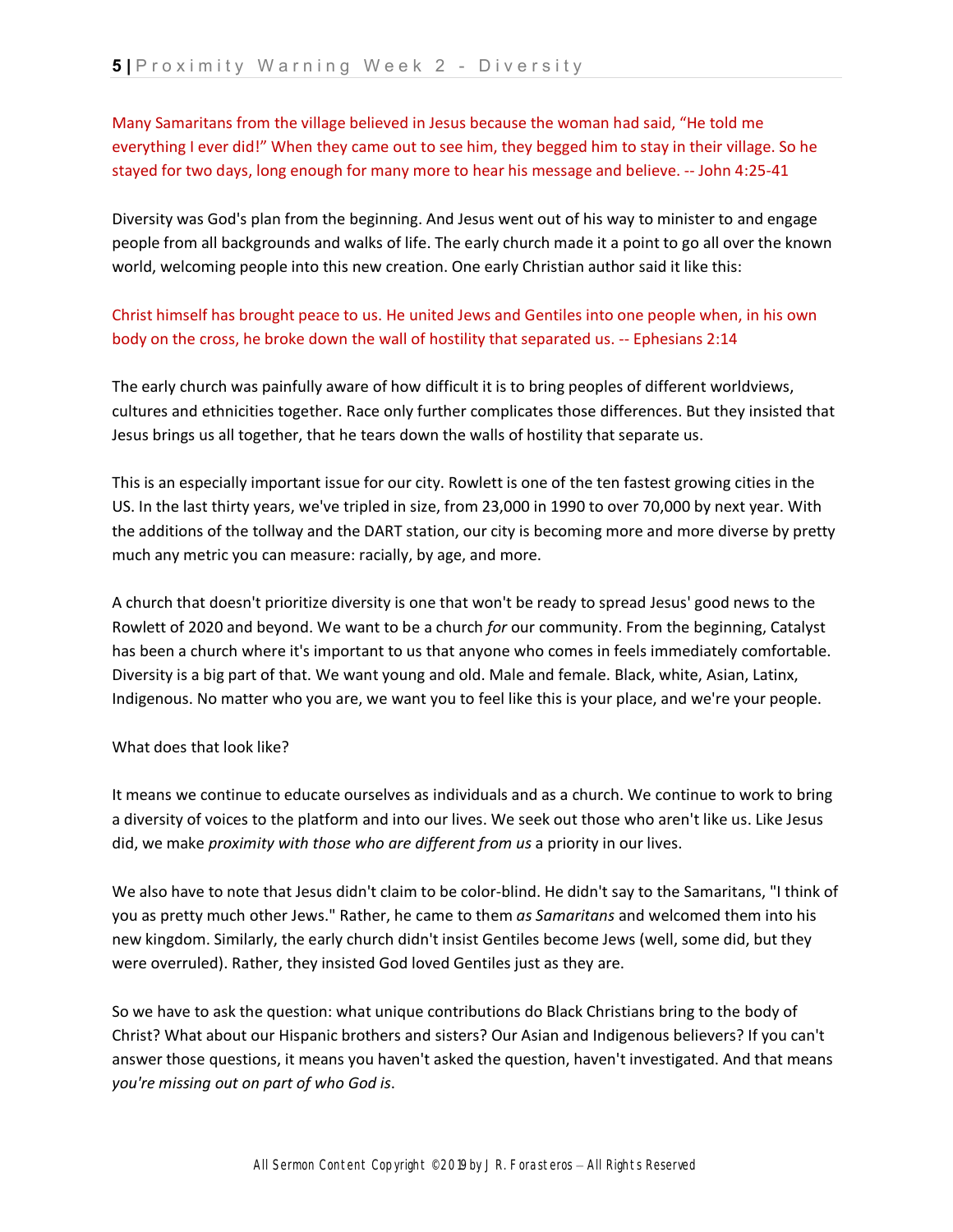Many Samaritans from the village believed in Jesus because the woman had said, "He told me everything I ever did!" When they came out to see him, they begged him to stay in their village. So he stayed for two days, long enough for many more to hear his message and believe. -- John 4:25-41

Diversity was God's plan from the beginning. And Jesus went out of his way to minister to and engage people from all backgrounds and walks of life. The early church made it a point to go all over the known world, welcoming people into this new creation. One early Christian author said it like this:

Christ himself has brought peace to us. He united Jews and Gentiles into one people when, in his own body on the cross, he broke down the wall of hostility that separated us. -- Ephesians 2:14

The early church was painfully aware of how difficult it is to bring peoples of different worldviews, cultures and ethnicities together. Race only further complicates those differences. But they insisted that Jesus brings us all together, that he tears down the walls of hostility that separate us.

This is an especially important issue for our city. Rowlett is one of the ten fastest growing cities in the US. In the last thirty years, we've tripled in size, from 23,000 in 1990 to over 70,000 by next year. With the additions of the tollway and the DART station, our city is becoming more and more diverse by pretty much any metric you can measure: racially, by age, and more.

A church that doesn't prioritize diversity is one that won't be ready to spread Jesus' good news to the Rowlett of 2020 and beyond. We want to be a church *for* our community. From the beginning, Catalyst has been a church where it's important to us that anyone who comes in feels immediately comfortable. Diversity is a big part of that. We want young and old. Male and female. Black, white, Asian, Latinx, Indigenous. No matter who you are, we want you to feel like this is your place, and we're your people.

What does that look like?

It means we continue to educate ourselves as individuals and as a church. We continue to work to bring a diversity of voices to the platform and into our lives. We seek out those who aren't like us. Like Jesus did, we make *proximity with those who are different from us* a priority in our lives.

We also have to note that Jesus didn't claim to be color-blind. He didn't say to the Samaritans, "I think of you as pretty much other Jews." Rather, he came to them *as Samaritans* and welcomed them into his new kingdom. Similarly, the early church didn't insist Gentiles become Jews (well, some did, but they were overruled). Rather, they insisted God loved Gentiles just as they are.

So we have to ask the question: what unique contributions do Black Christians bring to the body of Christ? What about our Hispanic brothers and sisters? Our Asian and Indigenous believers? If you can't answer those questions, it means you haven't asked the question, haven't investigated. And that means *you're missing out on part of who God is*.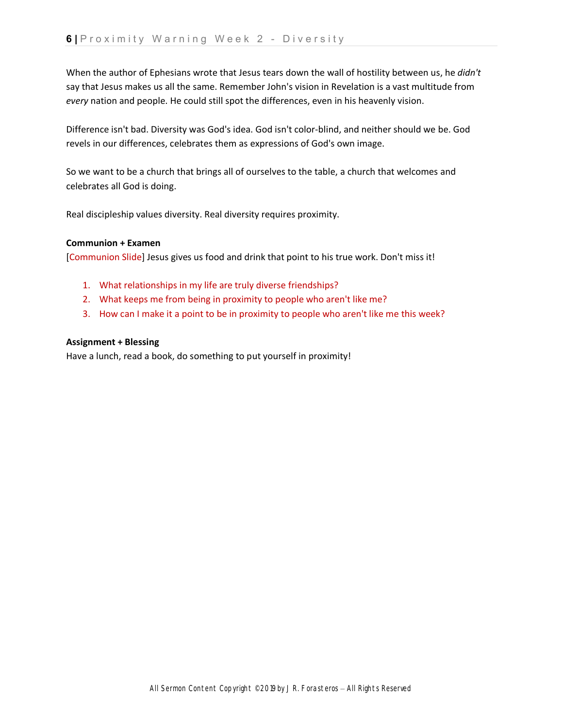When the author of Ephesians wrote that Jesus tears down the wall of hostility between us, he *didn't* say that Jesus makes us all the same. Remember John's vision in Revelation is a vast multitude from *every* nation and people. He could still spot the differences, even in his heavenly vision.

Difference isn't bad. Diversity was God's idea. God isn't color-blind, and neither should we be. God revels in our differences, celebrates them as expressions of God's own image.

So we want to be a church that brings all of ourselves to the table, a church that welcomes and celebrates all God is doing.

Real discipleship values diversity. Real diversity requires proximity.

**Communion + Examen**

[Communion Slide] Jesus gives us food and drink that point to his true work. Don't miss it!

1. What relationships in my life are truly diverse friendships?
2. What keeps me from being in proximity to people who aren't like me?
3. How can I make it a point to be in proximity to people who aren't like me this week?

**Assignment + Blessing**

Have a lunch, read a book, do something to put yourself in proximity!

All Sermon Content Copyright ©2019 by J. R. Forasteros – All Rights Reserved